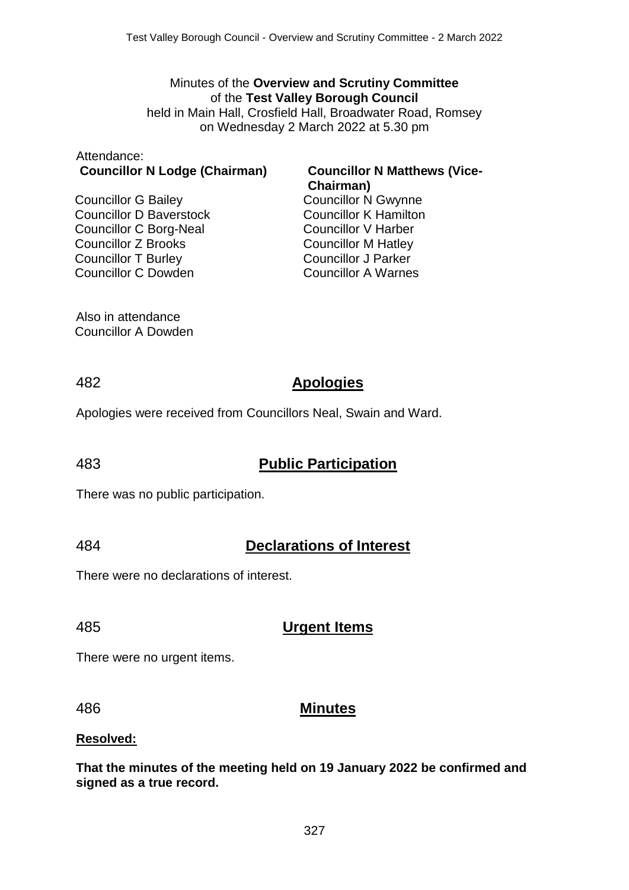Minutes of the **Overview and Scrutiny Committee**
of the **Test Valley Borough Council**
held in Main Hall, Crosfield Hall, Broadwater Road, Romsey
on Wednesday 2 March 2022 at 5.30 pm

Attendance:

**Councillor N Lodge (Chairman)**
**Councillor N Matthews (Vice-Chairman)**

Councillor G Bailey
Councillor D Baverstock
Councillor C Borg-Neal
Councillor Z Brooks
Councillor T Burley
Councillor C Dowden
Councillor N Gwynne
Councillor K Hamilton
Councillor V Harber
Councillor M Hatley
Councillor J Parker
Councillor A Warnes

Also in attendance
Councillor A Dowden

## 482 Apologies

Apologies were received from Councillors Neal, Swain and Ward.

## 483 Public Participation

There was no public participation.

## 484 Declarations of Interest

There were no declarations of interest.

## 485 Urgent Items

There were no urgent items.

## 486 Minutes

**Resolved:**

**That the minutes of the meeting held on 19 January 2022 be confirmed and signed as a true record.**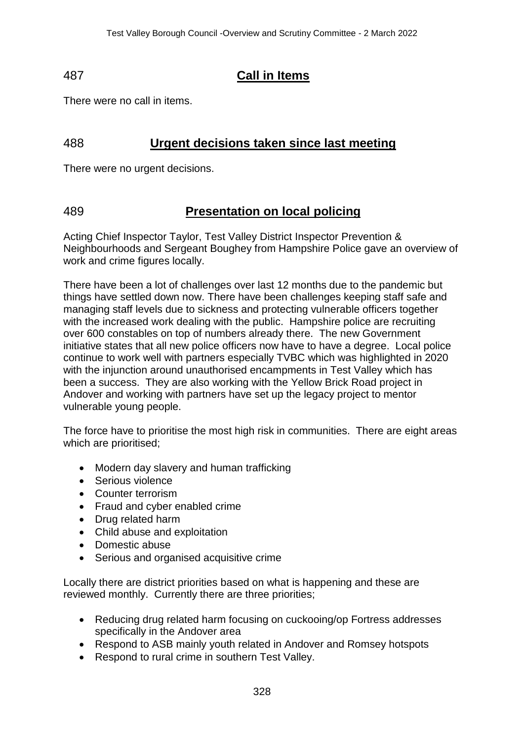## 487 Call in Items

There were no call in items.

## 488 Urgent decisions taken since last meeting

There were no urgent decisions.

## 489 Presentation on local policing

Acting Chief Inspector Taylor, Test Valley District Inspector Prevention & Neighbourhoods and Sergeant Boughey from Hampshire Police gave an overview of work and crime figures locally.

There have been a lot of challenges over last 12 months due to the pandemic but things have settled down now. There have been challenges keeping staff safe and managing staff levels due to sickness and protecting vulnerable officers together with the increased work dealing with the public. Hampshire police are recruiting over 600 constables on top of numbers already there. The new Government initiative states that all new police officers now have to have a degree. Local police continue to work well with partners especially TVBC which was highlighted in 2020 with the injunction around unauthorised encampments in Test Valley which has been a success. They are also working with the Yellow Brick Road project in Andover and working with partners have set up the legacy project to mentor vulnerable young people.

The force have to prioritise the most high risk in communities. There are eight areas which are prioritised;

- Modern day slavery and human trafficking
- Serious violence
- Counter terrorism
- Fraud and cyber enabled crime
- Drug related harm
- Child abuse and exploitation
- Domestic abuse
- Serious and organised acquisitive crime

Locally there are district priorities based on what is happening and these are reviewed monthly. Currently there are three priorities;

- Reducing drug related harm focusing on cuckooing/op Fortress addresses specifically in the Andover area
- Respond to ASB mainly youth related in Andover and Romsey hotspots
- Respond to rural crime in southern Test Valley.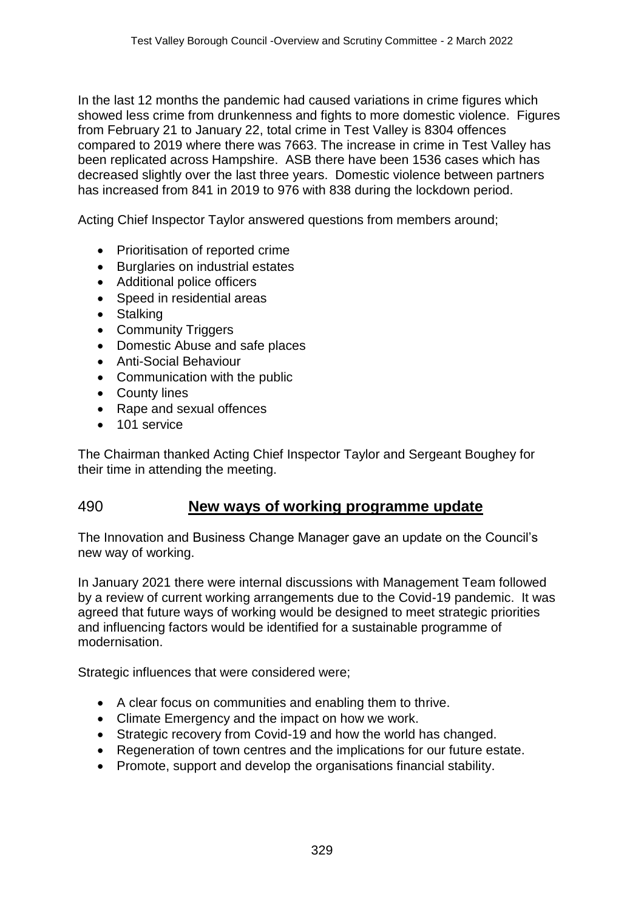In the last 12 months the pandemic had caused variations in crime figures which showed less crime from drunkenness and fights to more domestic violence. Figures from February 21 to January 22, total crime in Test Valley is 8304 offences compared to 2019 where there was 7663. The increase in crime in Test Valley has been replicated across Hampshire. ASB there have been 1536 cases which has decreased slightly over the last three years. Domestic violence between partners has increased from 841 in 2019 to 976 with 838 during the lockdown period.

Acting Chief Inspector Taylor answered questions from members around;

- Prioritisation of reported crime
- Burglaries on industrial estates
- Additional police officers
- Speed in residential areas
- Stalking
- Community Triggers
- Domestic Abuse and safe places
- Anti-Social Behaviour
- Communication with the public
- County lines
- Rape and sexual offences
- 101 service

The Chairman thanked Acting Chief Inspector Taylor and Sergeant Boughey for their time in attending the meeting.

## 490 **New ways of working programme update**

The Innovation and Business Change Manager gave an update on the Council's new way of working.

In January 2021 there were internal discussions with Management Team followed by a review of current working arrangements due to the Covid-19 pandemic. It was agreed that future ways of working would be designed to meet strategic priorities and influencing factors would be identified for a sustainable programme of modernisation.

Strategic influences that were considered were;

- A clear focus on communities and enabling them to thrive.
- Climate Emergency and the impact on how we work.
- Strategic recovery from Covid-19 and how the world has changed.
- Regeneration of town centres and the implications for our future estate.
- Promote, support and develop the organisations financial stability.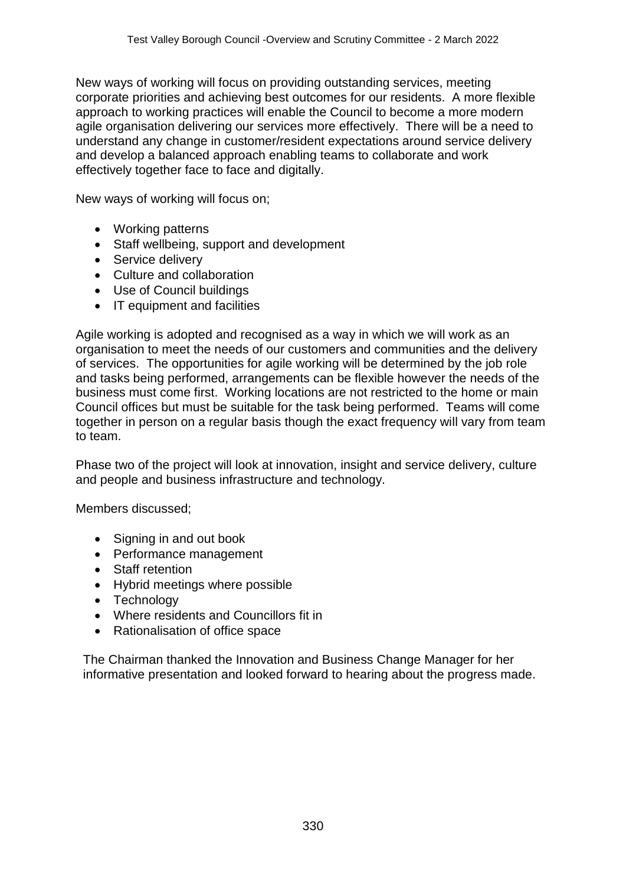New ways of working will focus on providing outstanding services, meeting corporate priorities and achieving best outcomes for our residents. A more flexible approach to working practices will enable the Council to become a more modern agile organisation delivering our services more effectively. There will be a need to understand any change in customer/resident expectations around service delivery and develop a balanced approach enabling teams to collaborate and work effectively together face to face and digitally.

New ways of working will focus on;

- Working patterns
- Staff wellbeing, support and development
- Service delivery
- Culture and collaboration
- Use of Council buildings
- IT equipment and facilities

Agile working is adopted and recognised as a way in which we will work as an organisation to meet the needs of our customers and communities and the delivery of services. The opportunities for agile working will be determined by the job role and tasks being performed, arrangements can be flexible however the needs of the business must come first. Working locations are not restricted to the home or main Council offices but must be suitable for the task being performed. Teams will come together in person on a regular basis though the exact frequency will vary from team to team.

Phase two of the project will look at innovation, insight and service delivery, culture and people and business infrastructure and technology.

Members discussed;

- Signing in and out book
- Performance management
- Staff retention
- Hybrid meetings where possible
- Technology
- Where residents and Councillors fit in
- Rationalisation of office space

The Chairman thanked the Innovation and Business Change Manager for her informative presentation and looked forward to hearing about the progress made.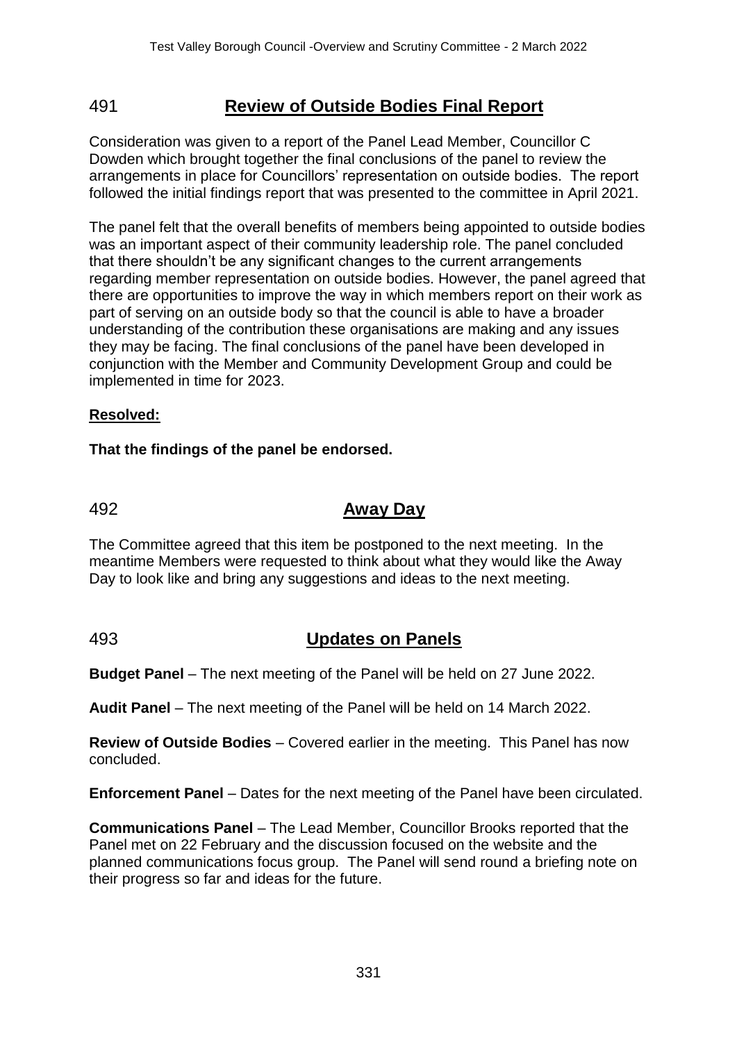## 491 Review of Outside Bodies Final Report

Consideration was given to a report of the Panel Lead Member, Councillor C Dowden which brought together the final conclusions of the panel to review the arrangements in place for Councillors' representation on outside bodies. The report followed the initial findings report that was presented to the committee in April 2021.

The panel felt that the overall benefits of members being appointed to outside bodies was an important aspect of their community leadership role. The panel concluded that there shouldn't be any significant changes to the current arrangements regarding member representation on outside bodies. However, the panel agreed that there are opportunities to improve the way in which members report on their work as part of serving on an outside body so that the council is able to have a broader understanding of the contribution these organisations are making and any issues they may be facing. The final conclusions of the panel have been developed in conjunction with the Member and Community Development Group and could be implemented in time for 2023.

**Resolved:**

**That the findings of the panel be endorsed.**

## 492 Away Day

The Committee agreed that this item be postponed to the next meeting. In the meantime Members were requested to think about what they would like the Away Day to look like and bring any suggestions and ideas to the next meeting.

## 493 Updates on Panels

**Budget Panel** – The next meeting of the Panel will be held on 27 June 2022.

**Audit Panel** – The next meeting of the Panel will be held on 14 March 2022.

**Review of Outside Bodies** – Covered earlier in the meeting. This Panel has now concluded.

**Enforcement Panel** – Dates for the next meeting of the Panel have been circulated.

**Communications Panel** – The Lead Member, Councillor Brooks reported that the Panel met on 22 February and the discussion focused on the website and the planned communications focus group. The Panel will send round a briefing note on their progress so far and ideas for the future.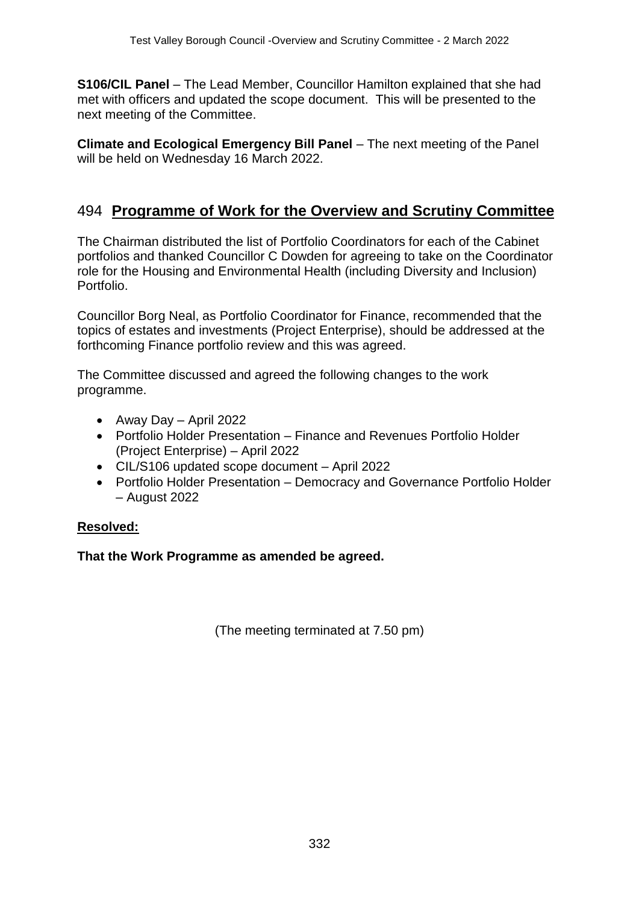**S106/CIL Panel** – The Lead Member, Councillor Hamilton explained that she had met with officers and updated the scope document. This will be presented to the next meeting of the Committee.

**Climate and Ecological Emergency Bill Panel** – The next meeting of the Panel will be held on Wednesday 16 March 2022.

## 494 Programme of Work for the Overview and Scrutiny Committee

The Chairman distributed the list of Portfolio Coordinators for each of the Cabinet portfolios and thanked Councillor C Dowden for agreeing to take on the Coordinator role for the Housing and Environmental Health (including Diversity and Inclusion) Portfolio.

Councillor Borg Neal, as Portfolio Coordinator for Finance, recommended that the topics of estates and investments (Project Enterprise), should be addressed at the forthcoming Finance portfolio review and this was agreed.

The Committee discussed and agreed the following changes to the work programme.

- Away Day – April 2022
- Portfolio Holder Presentation – Finance and Revenues Portfolio Holder (Project Enterprise) – April 2022
- CIL/S106 updated scope document – April 2022
- Portfolio Holder Presentation – Democracy and Governance Portfolio Holder – August 2022

**Resolved:**

**That the Work Programme as amended be agreed.**

(The meeting terminated at 7.50 pm)